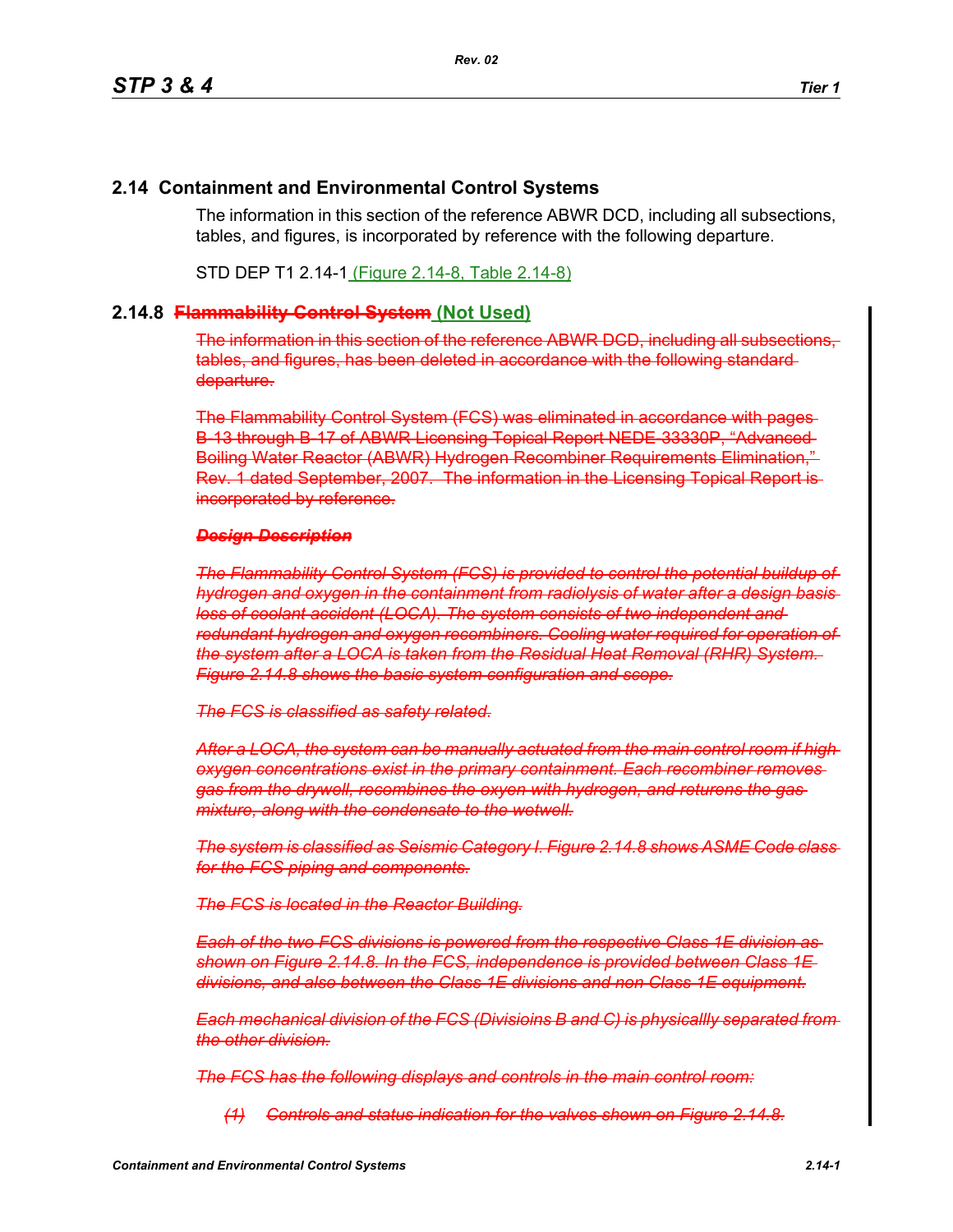## 2.14 Containment and Environmental Control Systems

The information in this section of the reference ABWR DCD, including all subsections, tables, and figures, is incorporated by reference with the following departure.

STD DEP T1 2.14-1 (Figure 2.14-8, Table 2.14-8)

### 2.14.8 ~~Flammability Control System~~ (Not Used)

~~The information in this section of the reference ABWR DCD, including all subsections, tables, and figures, has been deleted in accordance with the following standard departure.~~

~~The Flammability Control System (FCS) was eliminated in accordance with pages B-13 through B-17 of ABWR Licensing Topical Report NEDE-33330P, "Advanced Boiling Water Reactor (ABWR) Hydrogen Recombiner Requirements Elimination," Rev. 1 dated September, 2007. The information in the Licensing Topical Report is incorporated by reference.~~

~~***Design Description***~~

~~*The Flammability Control System (FCS) is provided to control the potential buildup of hydrogen and oxygen in the containment from radiolysis of water after a design basis loss of coolant accident (LOCA). The system consists of two independent and redundant hydrogen and oxygen recombiners. Cooling water required for operation of the system after a LOCA is taken from the Residual Heat Removal (RHR) System. Figure 2.14.8 shows the basic system configuration and scope.*~~

~~*The FCS is classified as safety related.*~~

~~*After a LOCA, the system can be manually actuated from the main control room if high oxygen concentrations exist in the primary containment. Each recombiner removes gas from the drywell, recombines the oxyen with hydrogen, and returens the gas mixture, along with the condensate to the wetwell.*~~

~~*The system is classified as Seismic Category I. Figure 2.14.8 shows ASME Code class for the FCS piping and components.*~~

~~*The FCS is located in the Reactor Building.*~~

~~*Each of the two FCS divisions is powered from the respective Class 1E division as shown on Figure 2.14.8. In the FCS, independence is provided between Class 1E divisions, and also between the Class 1E divisions and non-Class 1E equipment.*~~

~~*Each mechanical division of the FCS (Divisioins B and C) is physicallly separated from the other division.*~~

~~*The FCS has the following displays and controls in the main control room:*~~

~~*(1) Controls and status indication for the valves shown on Figure 2.14.8.*~~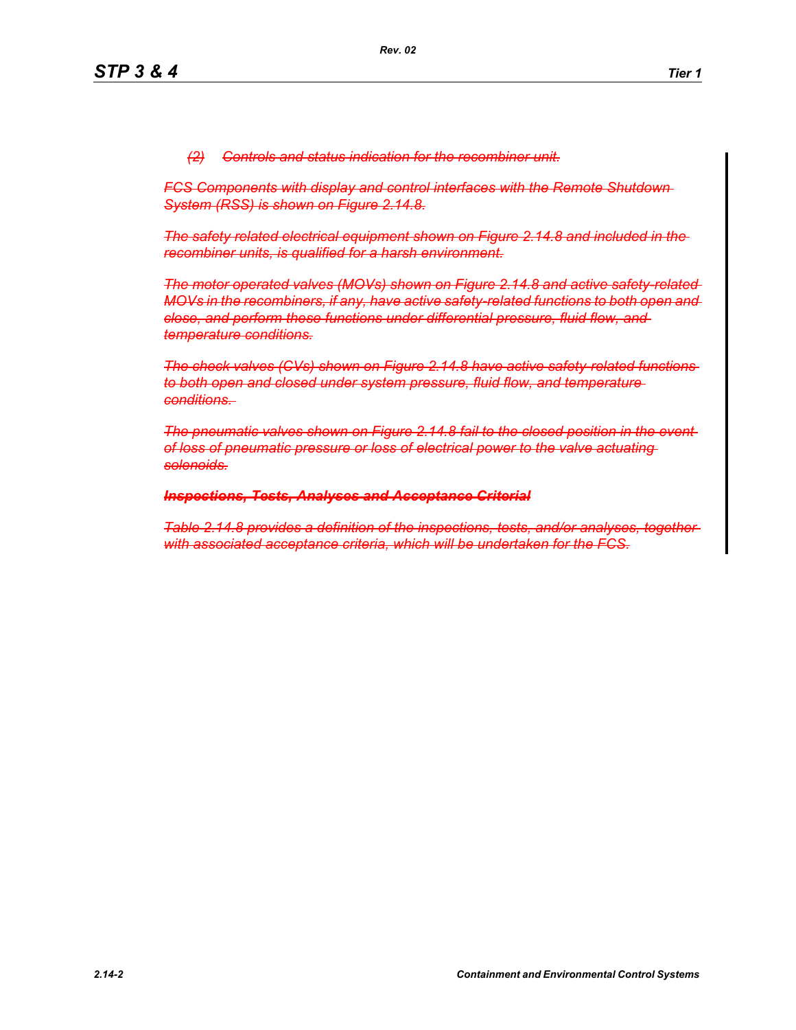(2) Controls and status indication for the recombiner unit.

FCS Components with display and control interfaces with the Remote Shutdown System (RSS) is shown on Figure 2.14.8.

The safety related electrical equipment shown on Figure 2.14.8 and included in the recombiner units, is qualified for a harsh environment.

The motor operated valves (MOVs) shown on Figure 2.14.8 and active safety-related MOVs in the recombiners, if any, have active safety-related functions to both open and close, and perform these functions under differential pressure, fluid flow, and temperature conditions.

The check valves (CVs) shown on Figure 2.14.8 have active safety-related functions to both open and closed under system pressure, fluid flow, and temperature conditions.

The pneumatic valves shown on Figure 2.14.8 fail to the closed position in the event of loss of pneumatic pressure or loss of electrical power to the valve actuating solenoids.

***Inspections, Tests, Analyses and Acceptance Criteria***

Table 2.14.8 provides a definition of the inspections, tests, and/or analyses, together with associated acceptance criteria, which will be undertaken for the FCS.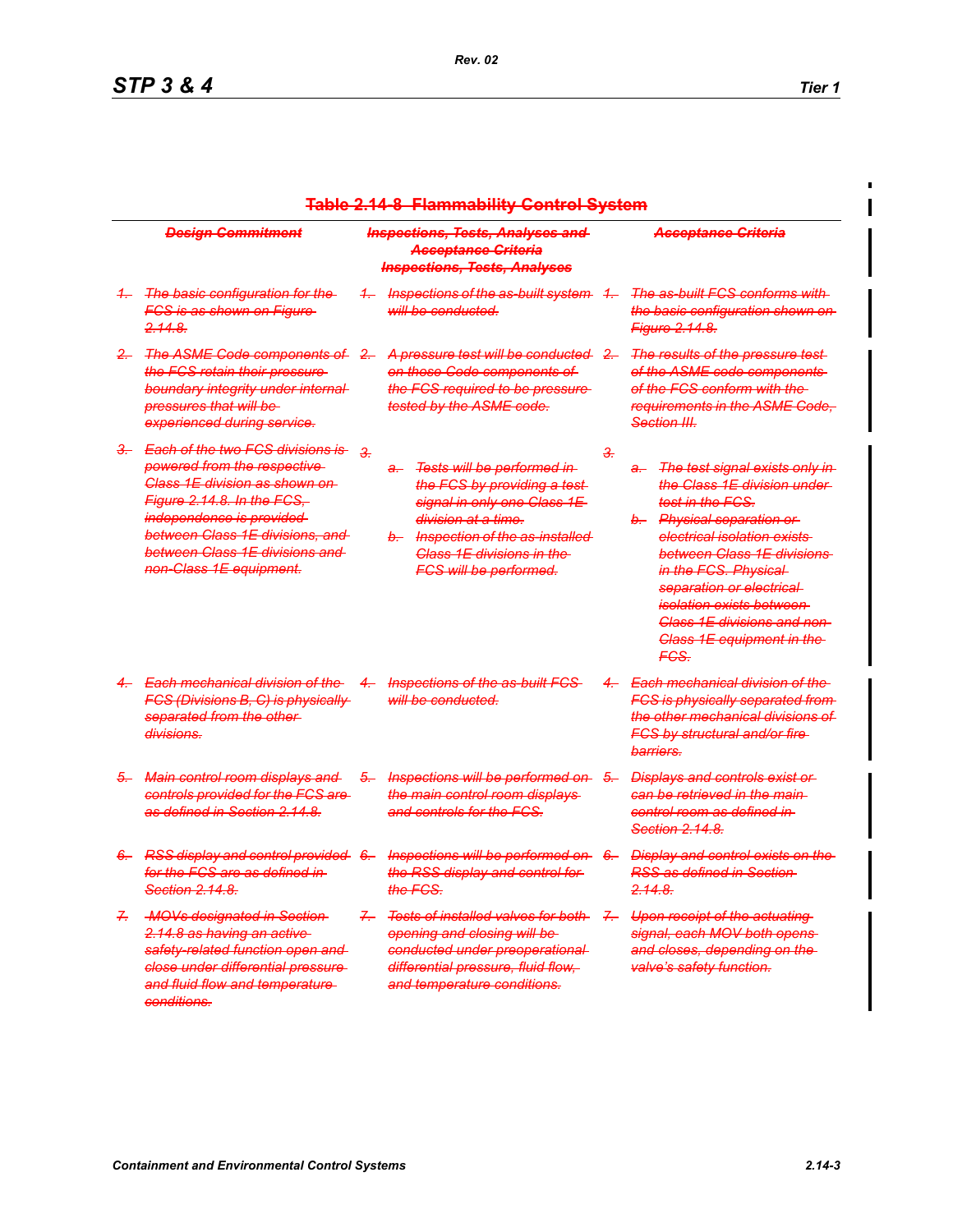## ~~Table 2.14-8 Flammability Control System~~

| ~~Design Commitment~~ | ~~Inspections, Tests, Analyses and Acceptance Criteria Inspections, Tests, Analyses~~ | ~~Acceptance Criteria~~ |
|---|---|---|
| ~~1. The basic configuration for the FCS is as shown on Figure 2.14.8.~~ | ~~1. Inspections of the as-built system will be conducted.~~ | ~~1. The as-built FCS conforms with the basic configuration shown on Figure 2.14.8.~~ |
| ~~2. The ASME Code components of the FCS retain their pressure boundary integrity under internal pressures that will be experienced during service.~~ | ~~2. A pressure test will be conducted on those Code components of the FCS required to be pressure tested by the ASME code.~~ | ~~2. The results of the pressure test of the ASME code components of the FCS conform with the requirements in the ASME Code, Section III.~~ |
| ~~3. Each of the two FCS divisions is powered from the respective Class 1E division as shown on Figure 2.14.8. In the FCS, independence is provided between Class 1E divisions, and between Class 1E divisions and non-Class 1E equipment.~~ | ~~3.~~<br>~~a. Tests will be performed in the FCS by providing a test signal in only one Class 1E division at a time.~~<br>~~b. Inspection of the as-installed Class 1E divisions in the FCS will be performed.~~ | ~~3.~~<br>~~a. The test signal exists only in the Class 1E division under test in the FCS.~~<br>~~b. Physical separation or electrical isolation exists between Class 1E divisions in the FCS. Physical separation or electrical isolation exists between Class 1E divisions and non-Class 1E equipment in the FCS.~~ |
| ~~4. Each mechanical division of the FCS (Divisions B, C) is physically separated from the other divisions.~~ | ~~4. Inspections of the as-built FCS will be conducted.~~ | ~~4. Each mechanical division of the FCS is physically separated from the other mechanical divisions of FCS by structural and/or fire barriers.~~ |
| ~~5. Main control room displays and controls provided for the FCS are as defined in Section 2.14.8.~~ | ~~5. Inspections will be performed on the main control room displays and controls for the FCS.~~ | ~~5. Displays and controls exist or can be retrieved in the main control room as defined in Section 2.14.8.~~ |
| ~~6. RSS display and control provided for the FCS are as defined in Section 2.14.8.~~ | ~~6. Inspections will be performed on the RSS display and control for the FCS.~~ | ~~6. Display and control exists on the RSS as defined in Section 2.14.8.~~ |
| ~~7. MOVs designated in Section 2.14.8 as having an active safety-related function open and close under differential pressure and fluid flow and temperature conditions.~~ | ~~7. Tests of installed valves for both opening and closing will be conducted under preoperational differential pressure, fluid flow, and temperature conditions.~~ | ~~7. Upon receipt of the actuating signal, each MOV both opens and closes, depending on the valve's safety function.~~ |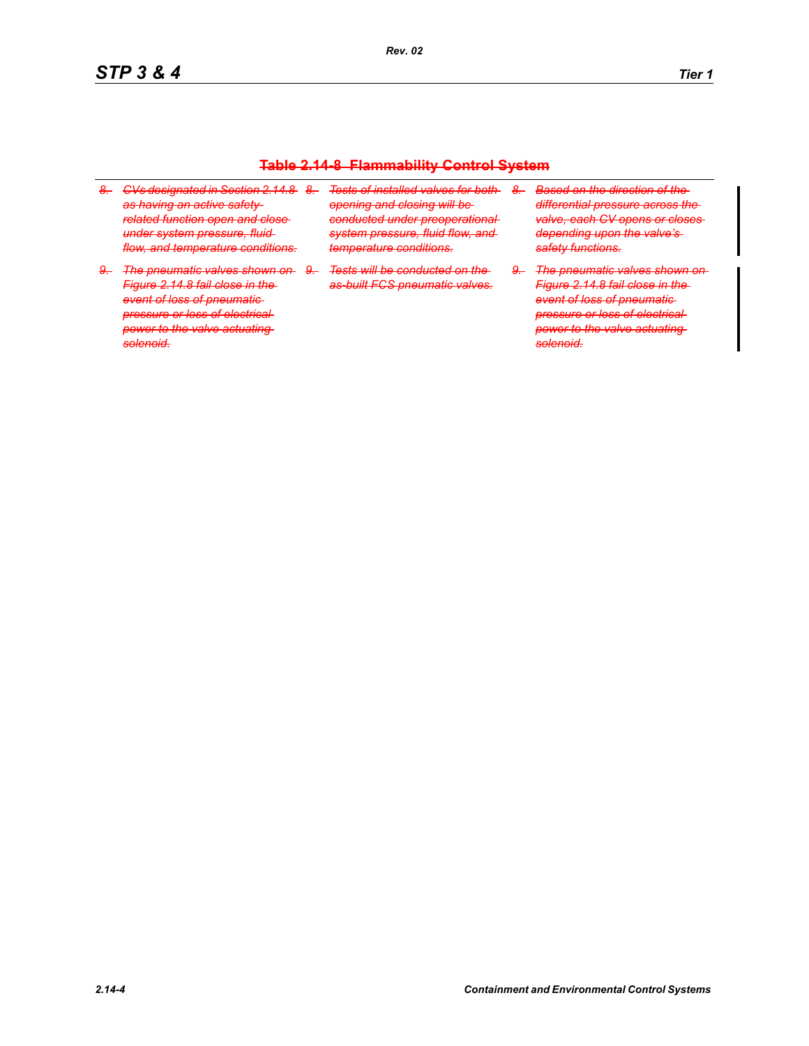**~~Table 2.14-8 Flammability Control System~~**

| | | |
|---|---|---|
| ~~8. CVs designated in Section 2.14.8 as having an active safety-related function open and close under system pressure, fluid flow, and temperature conditions.~~ | ~~8. Tests of installed valves for both opening and closing will be conducted under preoperational system pressure, fluid flow, and temperature conditions.~~ | ~~8. Based on the direction of the differential pressure across the valve, each CV opens or closes depending upon the valve's safety functions.~~ |
| ~~9. The pneumatic valves shown on Figure 2.14.8 fail close in the event of loss of pneumatic pressure or loss of electrical power to the valve actuating solenoid.~~ | ~~9. Tests will be conducted on the as-built FCS pneumatic valves.~~ | ~~9. The pneumatic valves shown on Figure 2.14.8 fail close in the event of loss of pneumatic pressure or loss of electrical power to the valve actuating solenoid.~~ |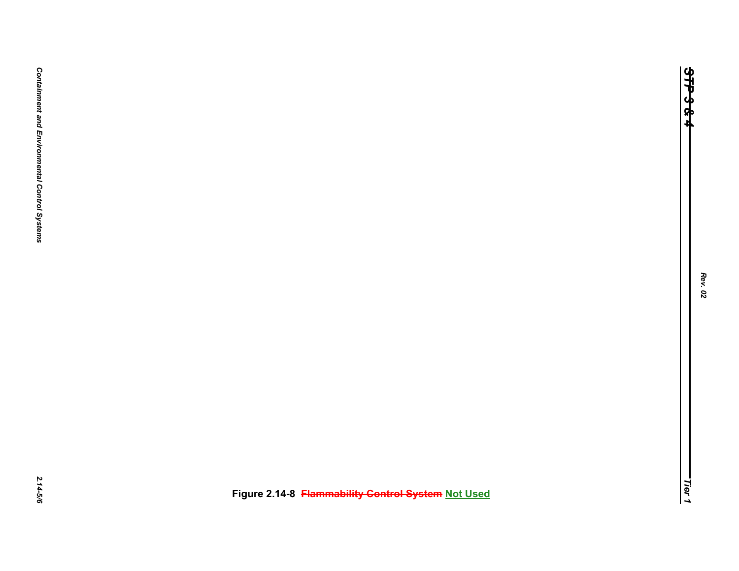Figure 2.14-8 ~~Flammability Control System~~ Not Used